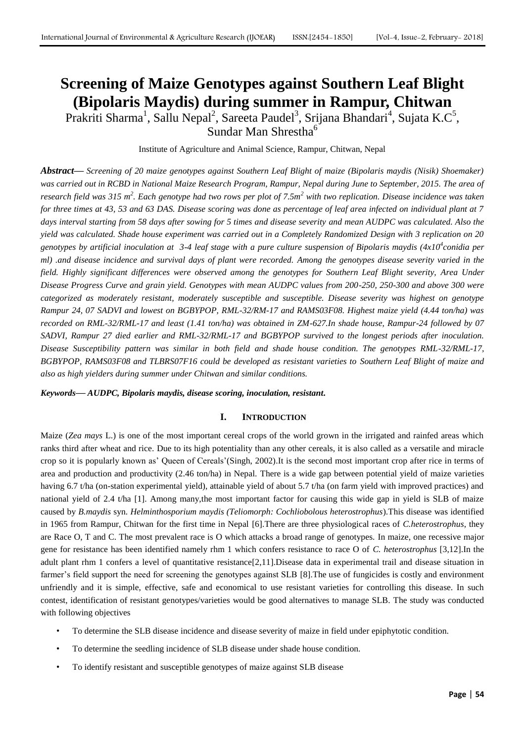# Screening of Maize Genotypes against Southern Leaf Blight (Bipolaris Maydis) during summer in Rampur, Chitwan

Prakriti Sharma[1], Sallu Nepal[2], Sareeta Paudel[3], Srijana Bhandari[4], Sujata K.C[5], Sundar Man Shrestha[6]

Institute of Agriculture and Animal Science, Rampur, Chitwan, Nepal

***Abstract*— *Screening of 20 maize genotypes against Southern Leaf Blight of maize (Bipolaris maydis (Nisik) Shoemaker) was carried out in RCBD in National Maize Research Program, Rampur, Nepal during June to September, 2015. The area of research field was 315 $m^2$. Each genotype had two rows per plot of 7.5$m^2$ with two replication. Disease incidence was taken for three times at 43, 53 and 63 DAS. Disease scoring was done as percentage of leaf area infected on individual plant at 7 days interval starting from 58 days after sowing for 5 times and disease severity and mean AUDPC was calculated. Also the yield was calculated. Shade house experiment was carried out in a Completely Randomized Design with 3 replication on 20 genotypes by artificial inoculation at 3-4 leaf stage with a pure culture suspension of Bipolaris maydis ($4x10^4$conidia per ml) .and disease incidence and survival days of plant were recorded. Among the genotypes disease severity varied in the field. Highly significant differences were observed among the genotypes for Southern Leaf Blight severity, Area Under Disease Progress Curve and grain yield. Genotypes with mean AUDPC values from 200-250, 250-300 and above 300 were categorized as moderately resistant, moderately susceptible and susceptible. Disease severity was highest on genotype Rampur 24, 07 SADVI and lowest on BGBYPOP, RML-32/RM-17 and RAMS03F08. Highest maize yield (4.44 ton/ha) was recorded on RML-32/RML-17 and least (1.41 ton/ha) was obtained in ZM-627.In shade house, Rampur-24 followed by 07 SADVI, Rampur 27 died earlier and RML-32/RML-17 and BGBYPOP survived to the longest periods after inoculation. Disease Susceptibility pattern was similar in both field and shade house condition. The genotypes RML-32/RML-17, BGBYPOP, RAMS03F08 and TLBRS07F16 could be developed as resistant varieties to Southern Leaf Blight of maize and also as high yielders during summer under Chitwan and similar conditions.***

***Keywords*— *AUDPC, Bipolaris maydis, disease scoring, inoculation, resistant.***

## I. INTRODUCTION

Maize (*Zea mays* L.) is one of the most important cereal crops of the world grown in the irrigated and rainfed areas which ranks third after wheat and rice. Due to its high potentiality than any other cereals, it is also called as a versatile and miracle crop so it is popularly known as' Queen of Cereals'(Singh, 2002).It is the second most important crop after rice in terms of area and production and productivity (2.46 ton/ha) in Nepal. There is a wide gap between potential yield of maize varieties having 6.7 t/ha (on-station experimental yield), attainable yield of about 5.7 t/ha (on farm yield with improved practices) and national yield of 2.4 t/ha [1]. Among many,the most important factor for causing this wide gap in yield is SLB of maize caused by *B.maydis* syn. *Helminthosporium maydis (Teliomorph: Cochliobolous heterostrophus*).This disease was identified in 1965 from Rampur, Chitwan for the first time in Nepal [6].There are three physiological races of *C.heterostrophus*, they are Race O, T and C. The most prevalent race is O which attacks a broad range of genotypes. In maize, one recessive major gene for resistance has been identified namely rhm 1 which confers resistance to race O of *C. heterostrophus* [3,12].In the adult plant rhm 1 confers a level of quantitative resistance[2,11].Disease data in experimental trail and disease situation in farmer's field support the need for screening the genotypes against SLB [8].The use of fungicides is costly and environment unfriendly and it is simple, effective, safe and economical to use resistant varieties for controlling this disease. In such contest, identification of resistant genotypes/varieties would be good alternatives to manage SLB. The study was conducted with following objectives

- To determine the SLB disease incidence and disease severity of maize in field under epiphytotic condition.
- To determine the seedling incidence of SLB disease under shade house condition.
- To identify resistant and susceptible genotypes of maize against SLB disease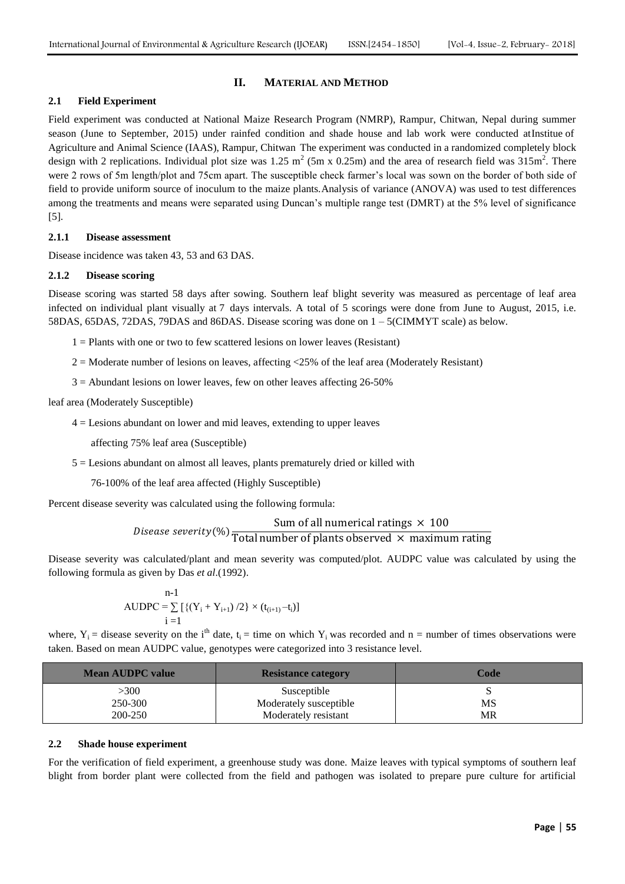## II. MATERIAL AND METHOD

### 2.1 Field Experiment

Field experiment was conducted at National Maize Research Program (NMRP), Rampur, Chitwan, Nepal during summer season (June to September, 2015) under rainfed condition and shade house and lab work were conducted atInstitue of Agriculture and Animal Science (IAAS), Rampur, Chitwan The experiment was conducted in a randomized completely block design with 2 replications. Individual plot size was 1.25 $m^2$ (5m x 0.25m) and the area of research field was 315$m^2$. There were 2 rows of 5m length/plot and 75cm apart. The susceptible check farmer's local was sown on the border of both side of field to provide uniform source of inoculum to the maize plants.Analysis of variance (ANOVA) was used to test differences among the treatments and means were separated using Duncan's multiple range test (DMRT) at the 5% level of significance [5].

#### 2.1.1 Disease assessment

Disease incidence was taken 43, 53 and 63 DAS.

#### 2.1.2 Disease scoring

Disease scoring was started 58 days after sowing. Southern leaf blight severity was measured as percentage of leaf area infected on individual plant visually at 7 days intervals. A total of 5 scorings were done from June to August, 2015, i.e. 58DAS, 65DAS, 72DAS, 79DAS and 86DAS. Disease scoring was done on 1 – 5(CIMMYT scale) as below.

1 = Plants with one or two to few scattered lesions on lower leaves (Resistant)

2 = Moderate number of lesions on leaves, affecting <25% of the leaf area (Moderately Resistant)

3 = Abundant lesions on lower leaves, few on other leaves affecting 26-50%

leaf area (Moderately Susceptible)

4 = Lesions abundant on lower and mid leaves, extending to upper leaves

affecting 75% leaf area (Susceptible)

5 = Lesions abundant on almost all leaves, plants prematurely dried or killed with

76-100% of the leaf area affected (Highly Susceptible)

Percent disease severity was calculated using the following formula:

$$Disease\ severity(\%)\ \frac{\text{Sum of all numerical ratings} \times 100}{\text{Total number of plants observed} \times \text{maximum rating}}$$

Disease severity was calculated/plant and mean severity was computed/plot. AUDPC value was calculated by using the following formula as given by Das *et al*.(1992).

$$\text{AUDPC} = \sum_{i=1}^{n-1} [\{(Y_i + Y_{i+1}) /2\} \times (t_{(i+1)} - t_i)]$$

where, $Y_i$ = disease severity on the $i^{th}$ date, $t_i$ = time on which $Y_i$ was recorded and n = number of times observations were taken. Based on mean AUDPC value, genotypes were categorized into 3 resistance level.

| Mean AUDPC value | Resistance category | Code |
|---|---|---|
| >300 | Susceptible | S |
| 250-300 | Moderately susceptible | MS |
| 200-250 | Moderately resistant | MR |

### 2.2 Shade house experiment

For the verification of field experiment, a greenhouse study was done. Maize leaves with typical symptoms of southern leaf blight from border plant were collected from the field and pathogen was isolated to prepare pure culture for artificial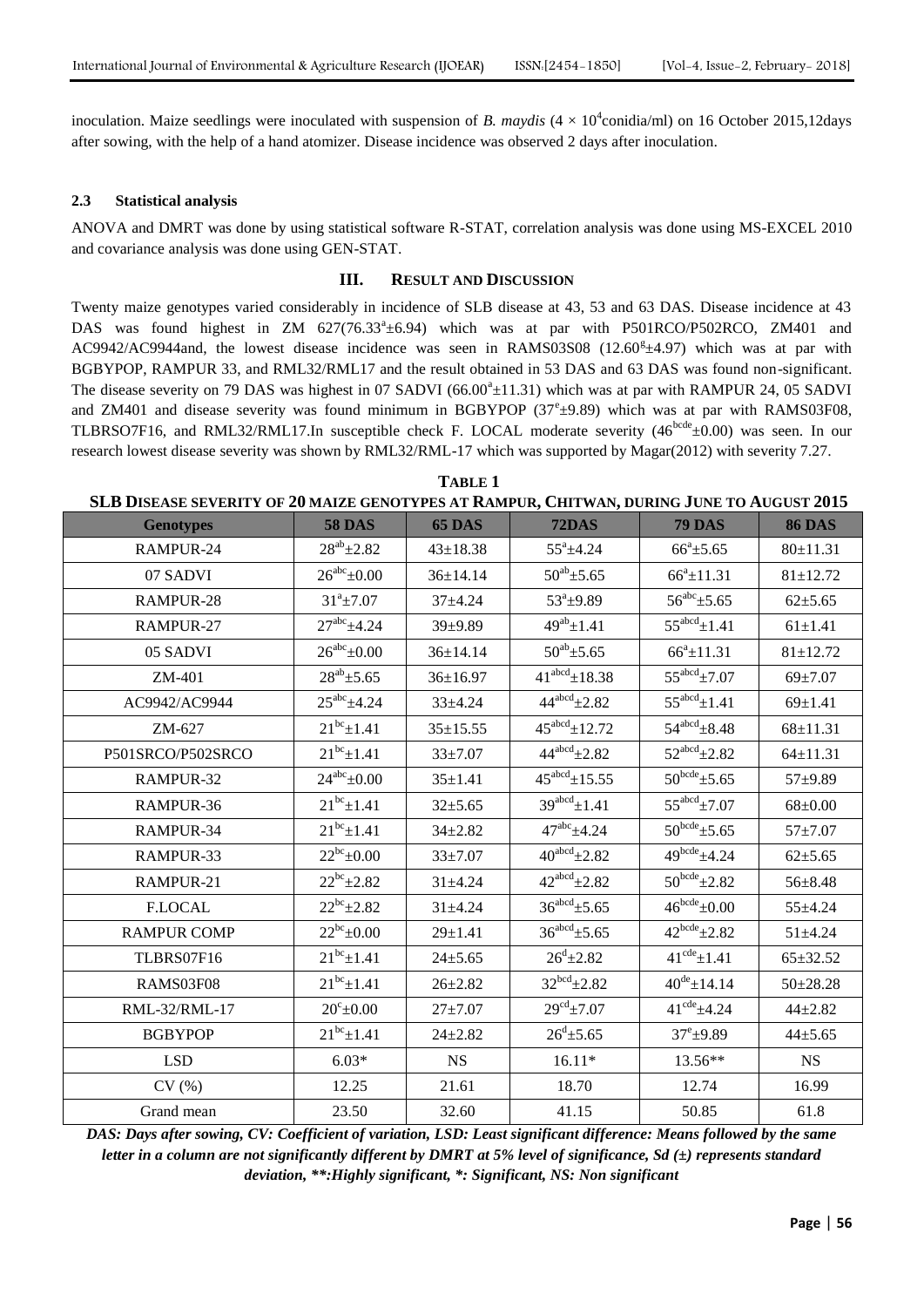inoculation. Maize seedlings were inoculated with suspension of *B. maydis* ($4 \times 10^4$ conidia/ml) on 16 October 2015,12days after sowing, with the help of a hand atomizer. Disease incidence was observed 2 days after inoculation.

### 2.3 Statistical analysis

ANOVA and DMRT was done by using statistical software R-STAT, correlation analysis was done using MS-EXCEL 2010 and covariance analysis was done using GEN-STAT.

## III. RESULT AND DISCUSSION

Twenty maize genotypes varied considerably in incidence of SLB disease at 43, 53 and 63 DAS. Disease incidence at 43 DAS was found highest in ZM 627($76.33^a \pm 6.94$) which was at par with P501RCO/P502RCO, ZM401 and AC9942/AC9944and, the lowest disease incidence was seen in RAMS03S08 ($12.60^g \pm 4.97$) which was at par with BGBYPOP, RAMPUR 33, and RML32/RML17 and the result obtained in 53 DAS and 63 DAS was found non-significant. The disease severity on 79 DAS was highest in 07 SADVI ($66.00^a \pm 11.31$) which was at par with RAMPUR 24, 05 SADVI and ZM401 and disease severity was found minimum in BGBYPOP ($37^e \pm 9.89$) which was at par with RAMS03F08, TLBRSO7F16, and RML32/RML17.In susceptible check F. LOCAL moderate severity ($46^{bcde} \pm 0.00$) was seen. In our research lowest disease severity was shown by RML32/RML-17 which was supported by Magar(2012) with severity 7.27.

**TABLE 1**
**SLB DISEASE SEVERITY OF 20 MAIZE GENOTYPES AT RAMPUR, CHITWAN, DURING JUNE TO AUGUST 2015**

| Genotypes | 58 DAS | 65 DAS | 72DAS | 79 DAS | 86 DAS |
|---|---|---|---|---|---|
| RAMPUR-24 | $28^{ab} \pm 2.82$ | $43 \pm 18.38$ | $55^{a} \pm 4.24$ | $66^{a} \pm 5.65$ | $80 \pm 11.31$ |
| 07 SADVI | $26^{abc} \pm 0.00$ | $36 \pm 14.14$ | $50^{ab} \pm 5.65$ | $66^{a} \pm 11.31$ | $81 \pm 12.72$ |
| RAMPUR-28 | $31^{a} \pm 7.07$ | $37 \pm 4.24$ | $53^{a} \pm 9.89$ | $56^{abc} \pm 5.65$ | $62 \pm 5.65$ |
| RAMPUR-27 | $27^{abc} \pm 4.24$ | $39 \pm 9.89$ | $49^{ab} \pm 1.41$ | $55^{abcd} \pm 1.41$ | $61 \pm 1.41$ |
| 05 SADVI | $26^{abc} \pm 0.00$ | $36 \pm 14.14$ | $50^{ab} \pm 5.65$ | $66^{a} \pm 11.31$ | $81 \pm 12.72$ |
| ZM-401 | $28^{ab} \pm 5.65$ | $36 \pm 16.97$ | $41^{abcd} \pm 18.38$ | $55^{abcd} \pm 7.07$ | $69 \pm 7.07$ |
| AC9942/AC9944 | $25^{abc} \pm 4.24$ | $33 \pm 4.24$ | $44^{abcd} \pm 2.82$ | $55^{abcd} \pm 1.41$ | $69 \pm 1.41$ |
| ZM-627 | $21^{bc} \pm 1.41$ | $35 \pm 15.55$ | $45^{abcd} \pm 12.72$ | $54^{abcd} \pm 8.48$ | $68 \pm 11.31$ |
| P501SRCO/P502SRCO | $21^{bc} \pm 1.41$ | $33 \pm 7.07$ | $44^{abcd} \pm 2.82$ | $52^{abcd} \pm 2.82$ | $64 \pm 11.31$ |
| RAMPUR-32 | $24^{abc} \pm 0.00$ | $35 \pm 1.41$ | $45^{abcd} \pm 15.55$ | $50^{bcde} \pm 5.65$ | $57 \pm 9.89$ |
| RAMPUR-36 | $21^{bc} \pm 1.41$ | $32 \pm 5.65$ | $39^{abcd} \pm 1.41$ | $55^{abcd} \pm 7.07$ | $68 \pm 0.00$ |
| RAMPUR-34 | $21^{bc} \pm 1.41$ | $34 \pm 2.82$ | $47^{abc} \pm 4.24$ | $50^{bcde} \pm 5.65$ | $57 \pm 7.07$ |
| RAMPUR-33 | $22^{bc} \pm 0.00$ | $33 \pm 7.07$ | $40^{abcd} \pm 2.82$ | $49^{bcde} \pm 4.24$ | $62 \pm 5.65$ |
| RAMPUR-21 | $22^{bc} \pm 2.82$ | $31 \pm 4.24$ | $42^{abcd} \pm 2.82$ | $50^{bcde} \pm 2.82$ | $56 \pm 8.48$ |
| F.LOCAL | $22^{bc} \pm 2.82$ | $31 \pm 4.24$ | $36^{abcd} \pm 5.65$ | $46^{bcde} \pm 0.00$ | $55 \pm 4.24$ |
| RAMPUR COMP | $22^{bc} \pm 0.00$ | $29 \pm 1.41$ | $36^{abcd} \pm 5.65$ | $42^{bcde} \pm 2.82$ | $51 \pm 4.24$ |
| TLBRS07F16 | $21^{bc} \pm 1.41$ | $24 \pm 5.65$ | $26^{d} \pm 2.82$ | $41^{cde} \pm 1.41$ | $65 \pm 32.52$ |
| RAMS03F08 | $21^{bc} \pm 1.41$ | $26 \pm 2.82$ | $32^{bcd} \pm 2.82$ | $40^{de} \pm 14.14$ | $50 \pm 28.28$ |
| RML-32/RML-17 | $20^{c} \pm 0.00$ | $27 \pm 7.07$ | $29^{cd} \pm 7.07$ | $41^{cde} \pm 4.24$ | $44 \pm 2.82$ |
| BGBYPOP | $21^{bc} \pm 1.41$ | $24 \pm 2.82$ | $26^{d} \pm 5.65$ | $37^{e} \pm 9.89$ | $44 \pm 5.65$ |
| LSD | 6.03* | NS | 16.11* | 13.56** | NS |
| CV (%) | 12.25 | 21.61 | 18.70 | 12.74 | 16.99 |
| Grand mean | 23.50 | 32.60 | 41.15 | 50.85 | 61.8 |

***DAS: Days after sowing, CV: Coefficient of variation, LSD: Least significant difference: Means followed by the same letter in a column are not significantly different by DMRT at 5% level of significance, Sd (±) represents standard deviation, \*\*:Highly significant, \*: Significant, NS: Non significant***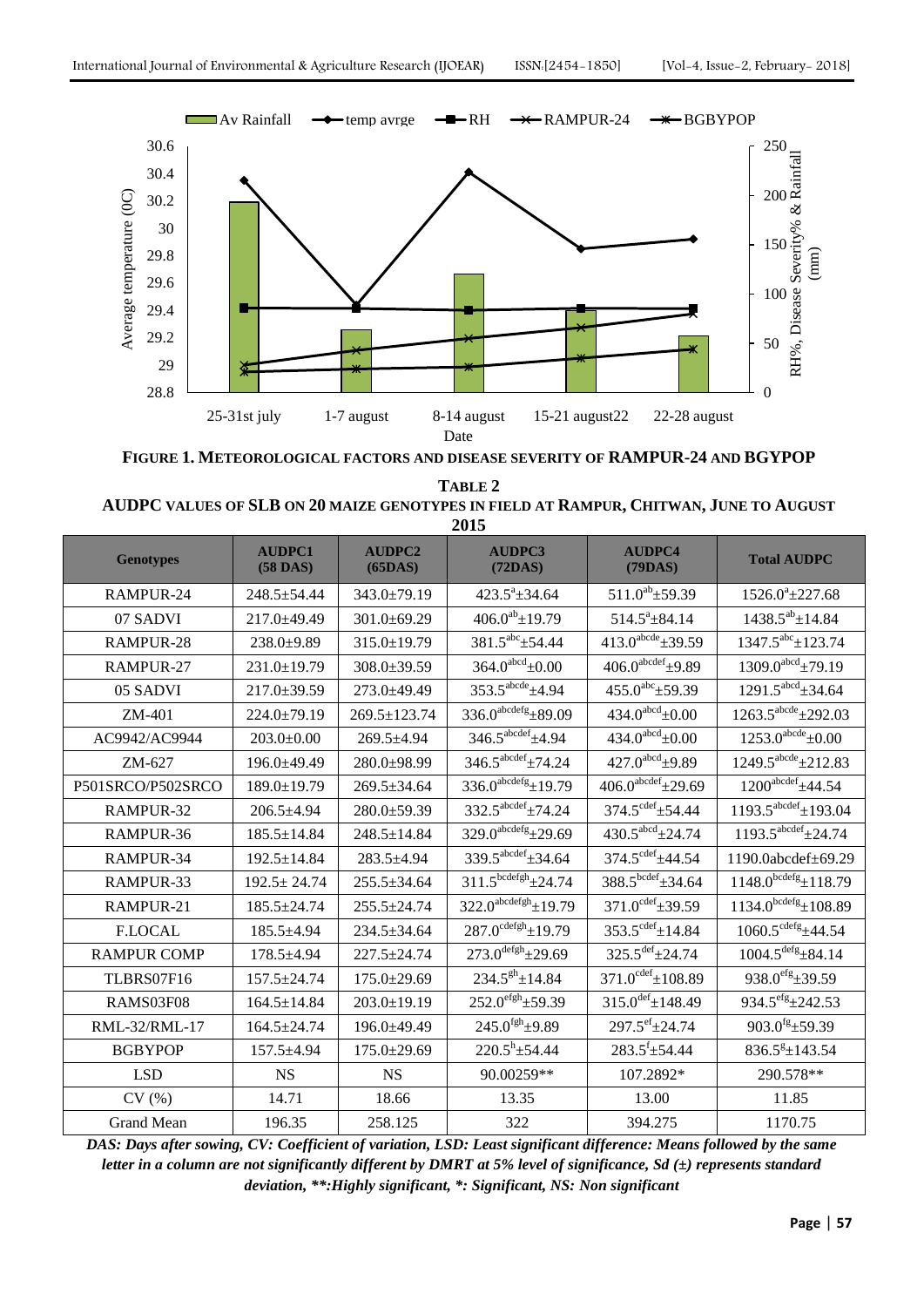**FIGURE 1. METEOROLOGICAL FACTORS AND DISEASE SEVERITY OF RAMPUR-24 AND BGYPOP**

**TABLE 2**
**AUDPC VALUES OF SLB ON 20 MAIZE GENOTYPES IN FIELD AT RAMPUR, CHITWAN, JUNE TO AUGUST 2015**

| Genotypes | AUDPC1 (58 DAS) | AUDPC2 (65DAS) | AUDPC3 (72DAS) | AUDPC4 (79DAS) | Total AUDPC |
|---|---|---|---|---|---|
| RAMPUR-24 | 248.5±54.44 | 343.0±79.19 | 423.5$^{a}$±34.64 | 511.0$^{ab}$±59.39 | 1526.0$^{a}$±227.68 |
| 07 SADVI | 217.0±49.49 | 301.0±69.29 | 406.0$^{ab}$±19.79 | 514.5$^{a}$±84.14 | 1438.5$^{ab}$±14.84 |
| RAMPUR-28 | 238.0±9.89 | 315.0±19.79 | 381.5$^{abc}$±54.44 | 413.0$^{abcde}$±39.59 | 1347.5$^{abc}$±123.74 |
| RAMPUR-27 | 231.0±19.79 | 308.0±39.59 | 364.0$^{abcd}$±0.00 | 406.0$^{abcdef}$±9.89 | 1309.0$^{abcd}$±79.19 |
| 05 SADVI | 217.0±39.59 | 273.0±49.49 | 353.5$^{abcde}$±4.94 | 455.0$^{abc}$±59.39 | 1291.5$^{abcd}$±34.64 |
| ZM-401 | 224.0±79.19 | 269.5±123.74 | 336.0$^{abcdefg}$±89.09 | 434.0$^{abcd}$±0.00 | 1263.5$^{abcde}$±292.03 |
| AC9942/AC9944 | 203.0±0.00 | 269.5±4.94 | 346.5$^{abcdef}$±4.94 | 434.0$^{abcd}$±0.00 | 1253.0$^{abcde}$±0.00 |
| ZM-627 | 196.0±49.49 | 280.0±98.99 | 346.5$^{abcdef}$±74.24 | 427.0$^{abcd}$±9.89 | 1249.5$^{abcde}$±212.83 |
| P501SRCO/P502SRCO | 189.0±19.79 | 269.5±34.64 | 336.0$^{abcdefg}$±19.79 | 406.0$^{abcdef}$±29.69 | 1200$^{abcdef}$±44.54 |
| RAMPUR-32 | 206.5±4.94 | 280.0±59.39 | 332.5$^{abcdef}$±74.24 | 374.5$^{cdef}$±54.44 | 1193.5$^{abcdef}$±193.04 |
| RAMPUR-36 | 185.5±14.84 | 248.5±14.84 | 329.0$^{abcdefg}$±29.69 | 430.5$^{abcd}$±24.74 | 1193.5$^{abcdef}$±24.74 |
| RAMPUR-34 | 192.5±14.84 | 283.5±4.94 | 339.5$^{abcdef}$±34.64 | 374.5$^{cdef}$±44.54 | 1190.0abcdef±69.29 |
| RAMPUR-33 | 192.5± 24.74 | 255.5±34.64 | 311.5$^{bcdefgh}$±24.74 | 388.5$^{bcdef}$±34.64 | 1148.0$^{bcdefg}$±118.79 |
| RAMPUR-21 | 185.5±24.74 | 255.5±24.74 | 322.0$^{abcdefgh}$±19.79 | 371.0$^{cdef}$±39.59 | 1134.0$^{bcdefg}$±108.89 |
| F.LOCAL | 185.5±4.94 | 234.5±34.64 | 287.0$^{cdefgh}$±19.79 | 353.5$^{cdef}$±14.84 | 1060.5$^{cdefg}$±44.54 |
| RAMPUR COMP | 178.5±4.94 | 227.5±24.74 | 273.0$^{defgh}$±29.69 | 325.5$^{def}$±24.74 | 1004.5$^{defg}$±84.14 |
| TLBRS07F16 | 157.5±24.74 | 175.0±29.69 | 234.5$^{gh}$±14.84 | 371.0$^{cdef}$±108.89 | 938.0$^{efg}$±39.59 |
| RAMS03F08 | 164.5±14.84 | 203.0±19.19 | 252.0$^{efgh}$±59.39 | 315.0$^{def}$±148.49 | 934.5$^{efg}$±242.53 |
| RML-32/RML-17 | 164.5±24.74 | 196.0±49.49 | 245.0$^{fgh}$±9.89 | 297.5$^{ef}$±24.74 | 903.0$^{fg}$±59.39 |
| BGBYPOP | 157.5±4.94 | 175.0±29.69 | 220.5$^{h}$±54.44 | 283.5$^{f}$±54.44 | 836.5$^{g}$±143.54 |
| LSD | NS | NS | 90.00259** | 107.2892* | 290.578** |
| CV (%) | 14.71 | 18.66 | 13.35 | 13.00 | 11.85 |
| Grand Mean | 196.35 | 258.125 | 322 | 394.275 | 1170.75 |

***DAS: Days after sowing, CV: Coefficient of variation, LSD: Least significant difference: Means followed by the same letter in a column are not significantly different by DMRT at 5% level of significance, Sd (±) represents standard deviation, **:Highly significant, *: Significant, NS: Non significant***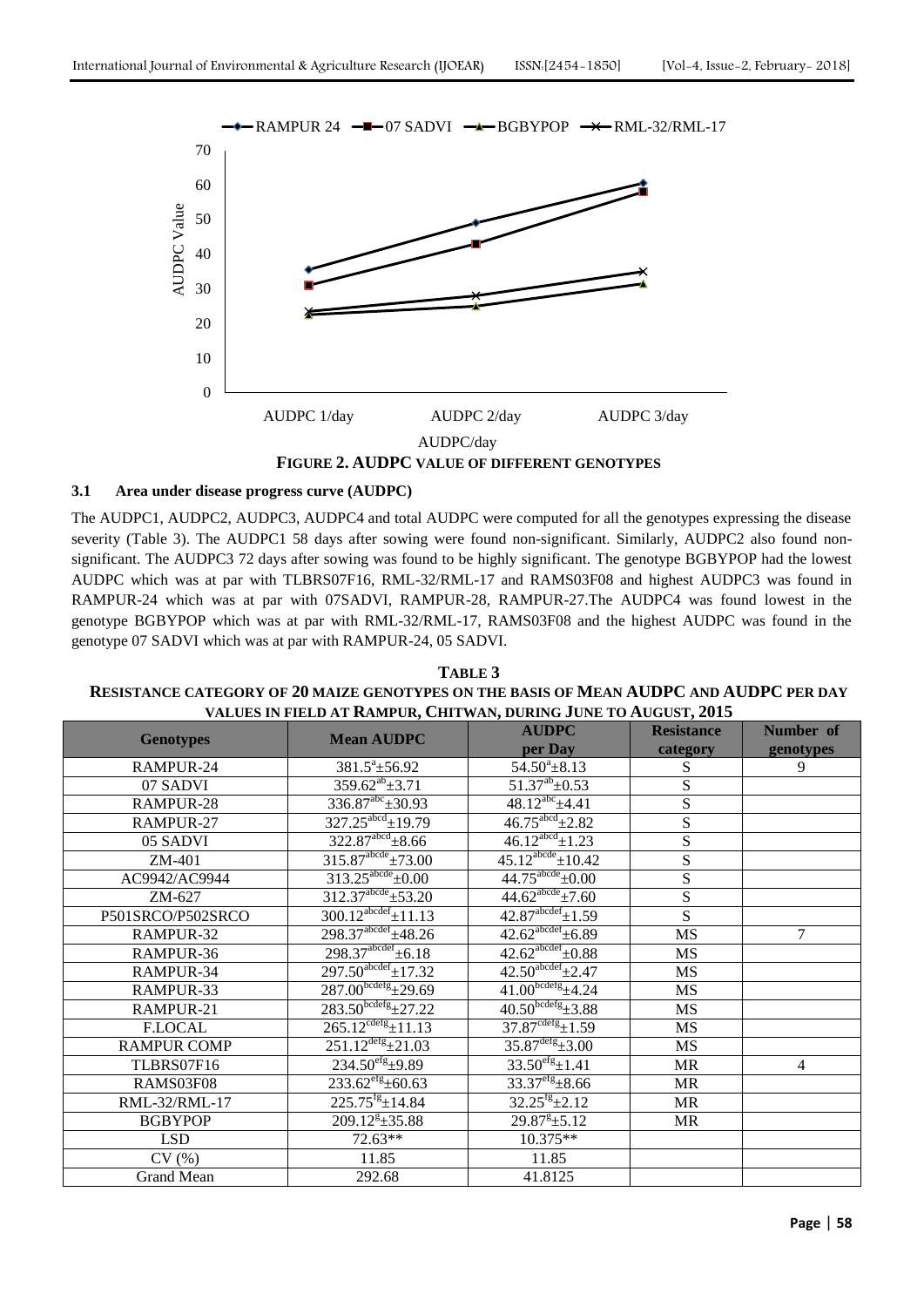FIGURE 2. AUDPC VALUE OF DIFFERENT GENOTYPES

### 3.1 Area under disease progress curve (AUDPC)

The AUDPC1, AUDPC2, AUDPC3, AUDPC4 and total AUDPC were computed for all the genotypes expressing the disease severity (Table 3). The AUDPC1 58 days after sowing were found non-significant. Similarly, AUDPC2 also found non-significant. The AUDPC3 72 days after sowing was found to be highly significant. The genotype BGBYPOP had the lowest AUDPC which was at par with TLBRS07F16, RML-32/RML-17 and RAMS03F08 and highest AUDPC3 was found in RAMPUR-24 which was at par with 07SADVI, RAMPUR-28, RAMPUR-27.The AUDPC4 was found lowest in the genotype BGBYPOP which was at par with RML-32/RML-17, RAMS03F08 and the highest AUDPC was found in the genotype 07 SADVI which was at par with RAMPUR-24, 05 SADVI.

**TABLE 3**
**RESISTANCE CATEGORY OF 20 MAIZE GENOTYPES ON THE BASIS OF MEAN AUDPC AND AUDPC PER DAY VALUES IN FIELD AT RAMPUR, CHITWAN, DURING JUNE TO AUGUST, 2015**

| Genotypes | Mean AUDPC | AUDPC per Day | Resistance category | Number of genotypes |
|---|---|---|---|---|
| RAMPUR-24 | $381.5^{a}\pm56.92$ | $54.50^{a}\pm8.13$ | S | 9 |
| 07 SADVI | $359.62^{ab}\pm3.71$ | $51.37^{ab}\pm0.53$ | S | |
| RAMPUR-28 | $336.87^{abc}\pm30.93$ | $48.12^{abc}\pm4.41$ | S | |
| RAMPUR-27 | $327.25^{abcd}\pm19.79$ | $46.75^{abcd}\pm2.82$ | S | |
| 05 SADVI | $322.87^{abcd}\pm8.66$ | $46.12^{abcd}\pm1.23$ | S | |
| ZM-401 | $315.87^{abcde}\pm73.00$ | $45.12^{abcde}\pm10.42$ | S | |
| AC9942/AC9944 | $313.25^{abcde}\pm0.00$ | $44.75^{abcde}\pm0.00$ | S | |
| ZM-627 | $312.37^{abcde}\pm53.20$ | $44.62^{abcde}\pm7.60$ | S | |
| P501SRCO/P502SRCO | $300.12^{abcdef}\pm11.13$ | $42.87^{abcdef}\pm1.59$ | S | |
| RAMPUR-32 | $298.37^{abcdef}\pm48.26$ | $42.62^{abcdef}\pm6.89$ | MS | 7 |
| RAMPUR-36 | $298.37^{abcdef}\pm6.18$ | $42.62^{abcdef}\pm0.88$ | MS | |
| RAMPUR-34 | $297.50^{abcdef}\pm17.32$ | $42.50^{abcdef}\pm2.47$ | MS | |
| RAMPUR-33 | $287.00^{bcdefg}\pm29.69$ | $41.00^{bcdefg}\pm4.24$ | MS | |
| RAMPUR-21 | $283.50^{bcdefg}\pm27.22$ | $40.50^{bcdefg}\pm3.88$ | MS | |
| F.LOCAL | $265.12^{cdefg}\pm11.13$ | $37.87^{cdefg}\pm1.59$ | MS | |
| RAMPUR COMP | $251.12^{defg}\pm21.03$ | $35.87^{defg}\pm3.00$ | MS | |
| TLBRS07F16 | $234.50^{efg}\pm9.89$ | $33.50^{efg}\pm1.41$ | MR | 4 |
| RAMS03F08 | $233.62^{efg}\pm60.63$ | $33.37^{efg}\pm8.66$ | MR | |
| RML-32/RML-17 | $225.75^{fg}\pm14.84$ | $32.25^{fg}\pm2.12$ | MR | |
| BGBYPOP | $209.12^{g}\pm35.88$ | $29.87^{g}\pm5.12$ | MR | |
| LSD | 72.63** | 10.375** | | |
| CV (%) | 11.85 | 11.85 | | |
| Grand Mean | 292.68 | 41.8125 | | |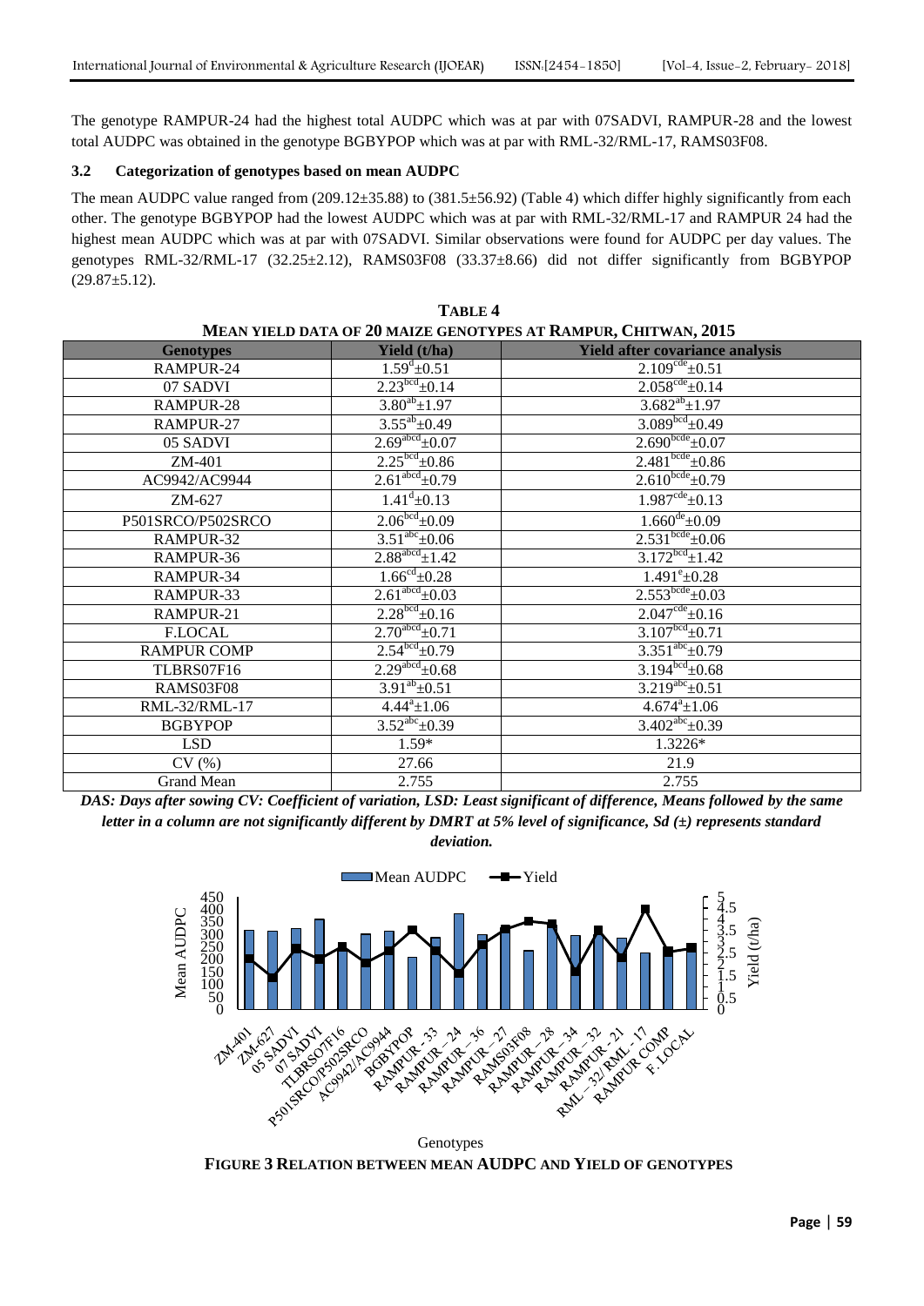The genotype RAMPUR-24 had the highest total AUDPC which was at par with 07SADVI, RAMPUR-28 and the lowest total AUDPC was obtained in the genotype BGBYPOP which was at par with RML-32/RML-17, RAMS03F08.

### 3.2 Categorization of genotypes based on mean AUDPC

The mean AUDPC value ranged from (209.12±35.88) to (381.5±56.92) (Table 4) which differ highly significantly from each other. The genotype BGBYPOP had the lowest AUDPC which was at par with RML-32/RML-17 and RAMPUR 24 had the highest mean AUDPC which was at par with 07SADVI. Similar observations were found for AUDPC per day values. The genotypes RML-32/RML-17 (32.25±2.12), RAMS03F08 (33.37±8.66) did not differ significantly from BGBYPOP (29.87±5.12).

**TABLE 4**
**MEAN YIELD DATA OF 20 MAIZE GENOTYPES AT RAMPUR, CHITWAN, 2015**

| Genotypes | Yield (t/ha) | Yield after covariance analysis |
|---|---|---|
| RAMPUR-24 | $1.59^{d}$±0.51 | $2.109^{cde}$±0.51 |
| 07 SADVI | $2.23^{bcd}$±0.14 | $2.058^{cde}$±0.14 |
| RAMPUR-28 | $3.80^{ab}$±1.97 | $3.682^{ab}$±1.97 |
| RAMPUR-27 | $3.55^{ab}$±0.49 | $3.089^{bcd}$±0.49 |
| 05 SADVI | $2.69^{abcd}$±0.07 | $2.690^{bcde}$±0.07 |
| ZM-401 | $2.25^{bcd}$±0.86 | $2.481^{bcde}$±0.86 |
| AC9942/AC9944 | $2.61^{abcd}$±0.79 | $2.610^{bcde}$±0.79 |
| ZM-627 | $1.41^{d}$±0.13 | $1.987^{cde}$±0.13 |
| P501SRCO/P502SRCO | $2.06^{bcd}$±0.09 | $1.660^{de}$±0.09 |
| RAMPUR-32 | $3.51^{abc}$±0.06 | $2.531^{bcde}$±0.06 |
| RAMPUR-36 | $2.88^{abcd}$±1.42 | $3.172^{bcd}$±1.42 |
| RAMPUR-34 | $1.66^{cd}$±0.28 | $1.491^{e}$±0.28 |
| RAMPUR-33 | $2.61^{abcd}$±0.03 | $2.553^{bcde}$±0.03 |
| RAMPUR-21 | $2.28^{bcd}$±0.16 | $2.047^{cde}$±0.16 |
| F.LOCAL | $2.70^{abcd}$±0.71 | $3.107^{bcd}$±0.71 |
| RAMPUR COMP | $2.54^{bcd}$±0.79 | $3.351^{abc}$±0.79 |
| TLBRS07F16 | $2.29^{abcd}$±0.68 | $3.194^{bcd}$±0.68 |
| RAMS03F08 | $3.91^{ab}$±0.51 | $3.219^{abc}$±0.51 |
| RML-32/RML-17 | $4.44^{a}$±1.06 | $4.674^{a}$±1.06 |
| BGBYPOP | $3.52^{abc}$±0.39 | $3.402^{abc}$±0.39 |
| LSD | 1.59* | 1.3226* |
| CV (%) | 27.66 | 21.9 |
| Grand Mean | 2.755 | 2.755 |

***DAS: Days after sowing CV: Coefficient of variation, LSD: Least significant of difference, Means followed by the same letter in a column are not significantly different by DMRT at 5% level of significance, Sd (±) represents standard deviation.***

**FIGURE 3 RELATION BETWEEN MEAN AUDPC AND YIELD OF GENOTYPES**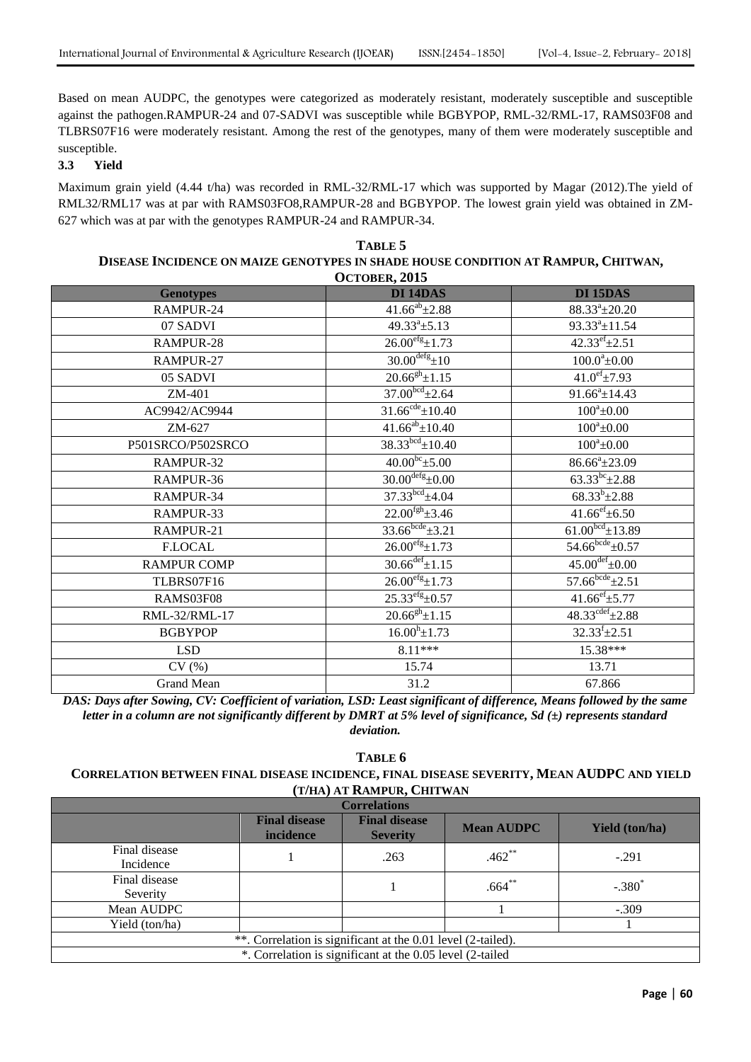Based on mean AUDPC, the genotypes were categorized as moderately resistant, moderately susceptible and susceptible against the pathogen.RAMPUR-24 and 07-SADVI was susceptible while BGBYPOP, RML-32/RML-17, RAMS03F08 and TLBRS07F16 were moderately resistant. Among the rest of the genotypes, many of them were moderately susceptible and susceptible.

### 3.3 Yield

Maximum grain yield (4.44 t/ha) was recorded in RML-32/RML-17 which was supported by Magar (2012).The yield of RML32/RML17 was at par with RAMS03FO8,RAMPUR-28 and BGBYPOP. The lowest grain yield was obtained in ZM-627 which was at par with the genotypes RAMPUR-24 and RAMPUR-34.

**TABLE 5**
**DISEASE INCIDENCE ON MAIZE GENOTYPES IN SHADE HOUSE CONDITION AT RAMPUR, CHITWAN, OCTOBER, 2015**

| Genotypes | DI 14DAS | DI 15DAS |
|---|---|---|
| RAMPUR-24 | $41.66^{ab}\pm2.88$ | $88.33^{a}\pm20.20$ |
| 07 SADVI | $49.33^{a}\pm5.13$ | $93.33^{a}\pm11.54$ |
| RAMPUR-28 | $26.00^{efg}\pm1.73$ | $42.33^{ef}\pm2.51$ |
| RAMPUR-27 | $30.00^{defg}\pm10$ | $100.0^{a}\pm0.00$ |
| 05 SADVI | $20.66^{gh}\pm1.15$ | $41.0^{ef}\pm7.93$ |
| ZM-401 | $37.00^{bcd}\pm2.64$ | $91.66^{a}\pm14.43$ |
| AC9942/AC9944 | $31.66^{cde}\pm10.40$ | $100^{a}\pm0.00$ |
| ZM-627 | $41.66^{ab}\pm10.40$ | $100^{a}\pm0.00$ |
| P501SRCO/P502SRCO | $38.33^{bcd}\pm10.40$ | $100^{a}\pm0.00$ |
| RAMPUR-32 | $40.00^{bc}\pm5.00$ | $86.66^{a}\pm23.09$ |
| RAMPUR-36 | $30.00^{defg}\pm0.00$ | $63.33^{bc}\pm2.88$ |
| RAMPUR-34 | $37.33^{bcd}\pm4.04$ | $68.33^{b}\pm2.88$ |
| RAMPUR-33 | $22.00^{fgh}\pm3.46$ | $41.66^{ef}\pm6.50$ |
| RAMPUR-21 | $33.66^{bcde}\pm3.21$ | $61.00^{bcd}\pm13.89$ |
| F.LOCAL | $26.00^{efg}\pm1.73$ | $54.66^{bcde}\pm0.57$ |
| RAMPUR COMP | $30.66^{def}\pm1.15$ | $45.00^{def}\pm0.00$ |
| TLBRS07F16 | $26.00^{efg}\pm1.73$ | $57.66^{bcde}\pm2.51$ |
| RAMS03F08 | $25.33^{efg}\pm0.57$ | $41.66^{ef}\pm5.77$ |
| RML-32/RML-17 | $20.66^{gh}\pm1.15$ | $48.33^{cdef}\pm2.88$ |
| BGBYPOP | $16.00^{h}\pm1.73$ | $32.33^{f}\pm2.51$ |
| LSD | 8.11*** | 15.38*** |
| CV (%) | 15.74 | 13.71 |
| Grand Mean | 31.2 | 67.866 |

*DAS: Days after Sowing, CV: Coefficient of variation, LSD: Least significant of difference, Means followed by the same letter in a column are not significantly different by DMRT at 5% level of significance, Sd (±) represents standard deviation.*

**TABLE 6**
**CORRELATION BETWEEN FINAL DISEASE INCIDENCE, FINAL DISEASE SEVERITY, MEAN AUDPC AND YIELD (T/HA) AT RAMPUR, CHITWAN**

| Correlations | | | | |
|---|---|---|---|---|
| | Final disease incidence | Final disease Severity | Mean AUDPC | Yield (ton/ha) |
| Final disease Incidence | 1 | .263 | .462** | -.291 |
| Final disease Severity | | 1 | .664** | -.380* |
| Mean AUDPC | | | 1 | -.309 |
| Yield (ton/ha) | | | | 1 |
| **. Correlation is significant at the 0.01 level (2-tailed). | | | | |
| *. Correlation is significant at the 0.05 level (2-tailed | | | | |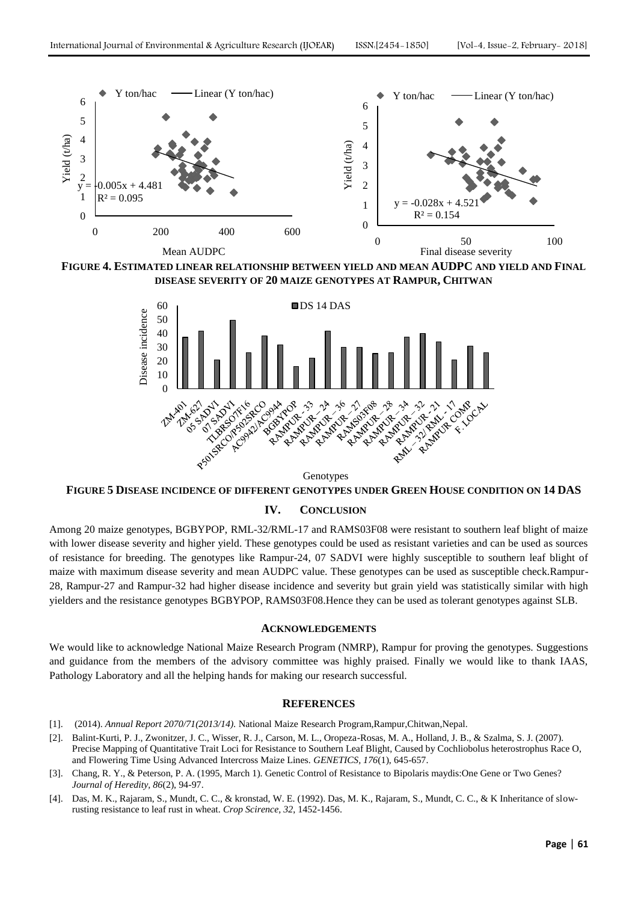**FIGURE 4. ESTIMATED LINEAR RELATIONSHIP BETWEEN YIELD AND MEAN AUDPC AND YIELD AND FINAL DISEASE SEVERITY OF 20 MAIZE GENOTYPES AT RAMPUR, CHITWAN**

**FIGURE 5 DISEASE INCIDENCE OF DIFFERENT GENOTYPES UNDER GREEN HOUSE CONDITION ON 14 DAS**

## IV. CONCLUSION

Among 20 maize genotypes, BGBYPOP, RML-32/RML-17 and RAMS03F08 were resistant to southern leaf blight of maize with lower disease severity and higher yield. These genotypes could be used as resistant varieties and can be used as sources of resistance for breeding. The genotypes like Rampur-24, 07 SADVI were highly susceptible to southern leaf blight of maize with maximum disease severity and mean AUDPC value. These genotypes can be used as susceptible check.Rampur-28, Rampur-27 and Rampur-32 had higher disease incidence and severity but grain yield was statistically similar with high yielders and the resistance genotypes BGBYPOP, RAMS03F08.Hence they can be used as tolerant genotypes against SLB.

## ACKNOWLEDGEMENTS

We would like to acknowledge National Maize Research Program (NMRP), Rampur for proving the genotypes. Suggestions and guidance from the members of the advisory committee was highly praised. Finally we would like to thank IAAS, Pathology Laboratory and all the helping hands for making our research successful.

## REFERENCES

[1]. (2014). *Annual Report 2070/71(2013/14).* National Maize Research Program,Rampur,Chitwan,Nepal.

[2]. Balint-Kurti, P. J., Zwonitzer, J. C., Wisser, R. J., Carson, M. L., Oropeza-Rosas, M. A., Holland, J. B., & Szalma, S. J. (2007). Precise Mapping of Quantitative Trait Loci for Resistance to Southern Leaf Blight, Caused by Cochliobolus heterostrophus Race O, and Flowering Time Using Advanced Intercross Maize Lines. *GENETICS, 176*(1), 645-657.

[3]. Chang, R. Y., & Peterson, P. A. (1995, March 1). Genetic Control of Resistance to Bipolaris maydis:One Gene or Two Genes? *Journal of Heredity, 86*(2), 94-97.

[4]. Das, M. K., Rajaram, S., Mundt, C. C., & kronstad, W. E. (1992). Das, M. K., Rajaram, S., Mundt, C. C., & K Inheritance of slow-rusting resistance to leaf rust in wheat. *Crop Scirence, 32*, 1452-1456.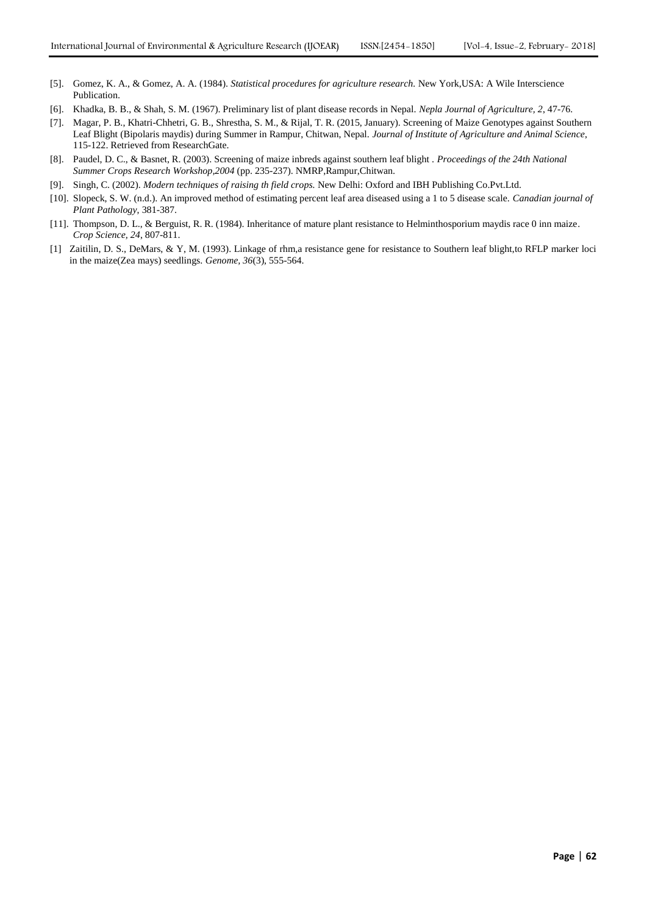[5]. Gomez, K. A., & Gomez, A. A. (1984). *Statistical procedures for agriculture research.* New York,USA: A Wile Interscience Publication.

[6]. Khadka, B. B., & Shah, S. M. (1967). Preliminary list of plant disease records in Nepal. *Nepla Journal of Agriculture, 2*, 47-76.

[7]. Magar, P. B., Khatri-Chhetri, G. B., Shrestha, S. M., & Rijal, T. R. (2015, January). Screening of Maize Genotypes against Southern Leaf Blight (Bipolaris maydis) during Summer in Rampur, Chitwan, Nepal. *Journal of Institute of Agriculture and Animal Science*, 115-122. Retrieved from ResearchGate.

[8]. Paudel, D. C., & Basnet, R. (2003). Screening of maize inbreds against southern leaf blight . *Proceedings of the 24th National Summer Crops Research Workshop,2004* (pp. 235-237). NMRP,Rampur,Chitwan.

[9]. Singh, C. (2002). *Modern techniques of raising th field crops.* New Delhi: Oxford and IBH Publishing Co.Pvt.Ltd.

[10]. Slopeck, S. W. (n.d.). An improved method of estimating percent leaf area diseased using a 1 to 5 disease scale. *Canadian journal of Plant Pathology*, 381-387.

[11]. Thompson, D. L., & Berguist, R. R. (1984). Inheritance of mature plant resistance to Helminthosporium maydis race 0 inn maize. *Crop Science, 24*, 807-811.

[1] Zaitilin, D. S., DeMars, & Y, M. (1993). Linkage of rhm,a resistance gene for resistance to Southern leaf blight,to RFLP marker loci in the maize(Zea mays) seedlings. *Genome, 36*(3), 555-564.